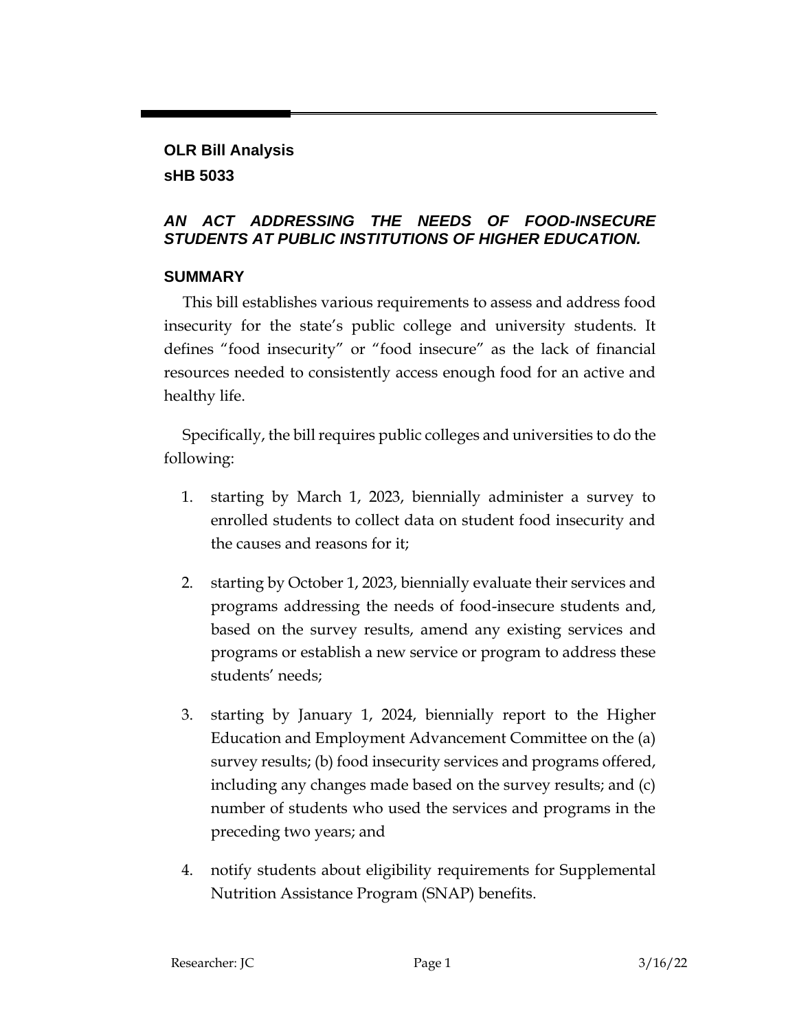# OLR Bill Analysis

## sHB 5033

### *AN ACT ADDRESSING THE NEEDS OF FOOD-INSECURE STUDENTS AT PUBLIC INSTITUTIONS OF HIGHER EDUCATION.*

## SUMMARY

This bill establishes various requirements to assess and address food insecurity for the state's public college and university students. It defines "food insecurity" or "food insecure" as the lack of financial resources needed to consistently access enough food for an active and healthy life.

Specifically, the bill requires public colleges and universities to do the following:

1. starting by March 1, 2023, biennially administer a survey to enrolled students to collect data on student food insecurity and the causes and reasons for it;
2. starting by October 1, 2023, biennially evaluate their services and programs addressing the needs of food-insecure students and, based on the survey results, amend any existing services and programs or establish a new service or program to address these students' needs;
3. starting by January 1, 2024, biennially report to the Higher Education and Employment Advancement Committee on the (a) survey results; (b) food insecurity services and programs offered, including any changes made based on the survey results; and (c) number of students who used the services and programs in the preceding two years; and
4. notify students about eligibility requirements for Supplemental Nutrition Assistance Program (SNAP) benefits.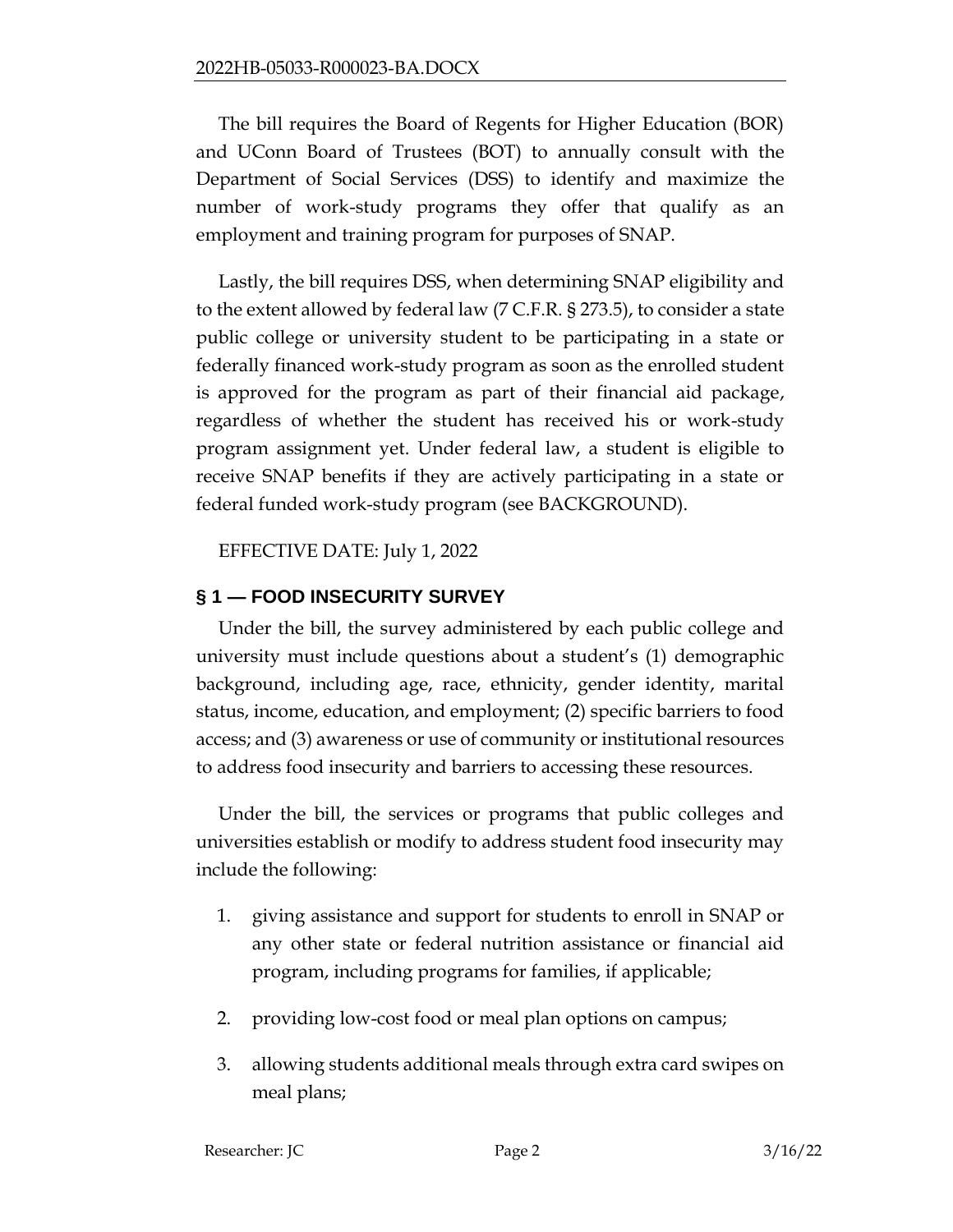The bill requires the Board of Regents for Higher Education (BOR) and UConn Board of Trustees (BOT) to annually consult with the Department of Social Services (DSS) to identify and maximize the number of work-study programs they offer that qualify as an employment and training program for purposes of SNAP.

Lastly, the bill requires DSS, when determining SNAP eligibility and to the extent allowed by federal law (7 C.F.R. § 273.5), to consider a state public college or university student to be participating in a state or federally financed work-study program as soon as the enrolled student is approved for the program as part of their financial aid package, regardless of whether the student has received his or work-study program assignment yet. Under federal law, a student is eligible to receive SNAP benefits if they are actively participating in a state or federal funded work-study program (see BACKGROUND).

EFFECTIVE DATE: July 1, 2022

## § 1 — FOOD INSECURITY SURVEY

Under the bill, the survey administered by each public college and university must include questions about a student's (1) demographic background, including age, race, ethnicity, gender identity, marital status, income, education, and employment; (2) specific barriers to food access; and (3) awareness or use of community or institutional resources to address food insecurity and barriers to accessing these resources.

Under the bill, the services or programs that public colleges and universities establish or modify to address student food insecurity may include the following:

1. giving assistance and support for students to enroll in SNAP or any other state or federal nutrition assistance or financial aid program, including programs for families, if applicable;
2. providing low-cost food or meal plan options on campus;
3. allowing students additional meals through extra card swipes on meal plans;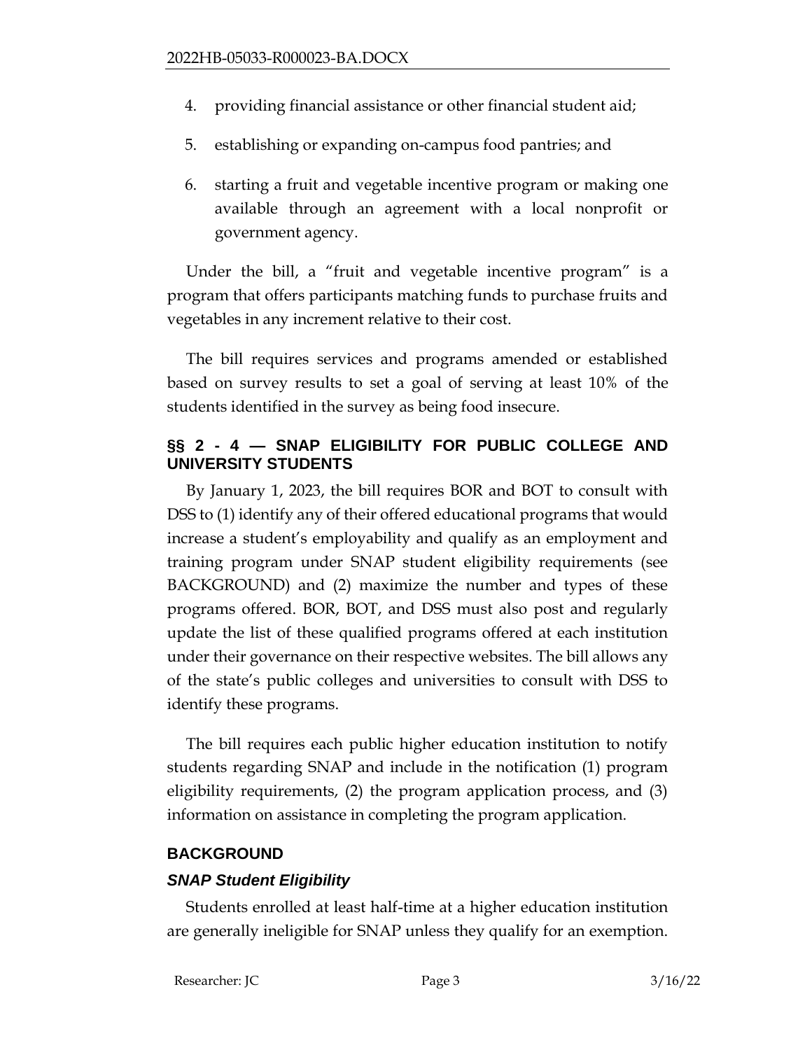4. providing financial assistance or other financial student aid;
5. establishing or expanding on-campus food pantries; and
6. starting a fruit and vegetable incentive program or making one available through an agreement with a local nonprofit or government agency.

Under the bill, a "fruit and vegetable incentive program" is a program that offers participants matching funds to purchase fruits and vegetables in any increment relative to their cost.

The bill requires services and programs amended or established based on survey results to set a goal of serving at least 10% of the students identified in the survey as being food insecure.

## §§ 2 - 4 — SNAP ELIGIBILITY FOR PUBLIC COLLEGE AND UNIVERSITY STUDENTS

By January 1, 2023, the bill requires BOR and BOT to consult with DSS to (1) identify any of their offered educational programs that would increase a student's employability and qualify as an employment and training program under SNAP student eligibility requirements (see BACKGROUND) and (2) maximize the number and types of these programs offered. BOR, BOT, and DSS must also post and regularly update the list of these qualified programs offered at each institution under their governance on their respective websites. The bill allows any of the state's public colleges and universities to consult with DSS to identify these programs.

The bill requires each public higher education institution to notify students regarding SNAP and include in the notification (1) program eligibility requirements, (2) the program application process, and (3) information on assistance in completing the program application.

## BACKGROUND

### *SNAP Student Eligibility*

Students enrolled at least half-time at a higher education institution are generally ineligible for SNAP unless they qualify for an exemption.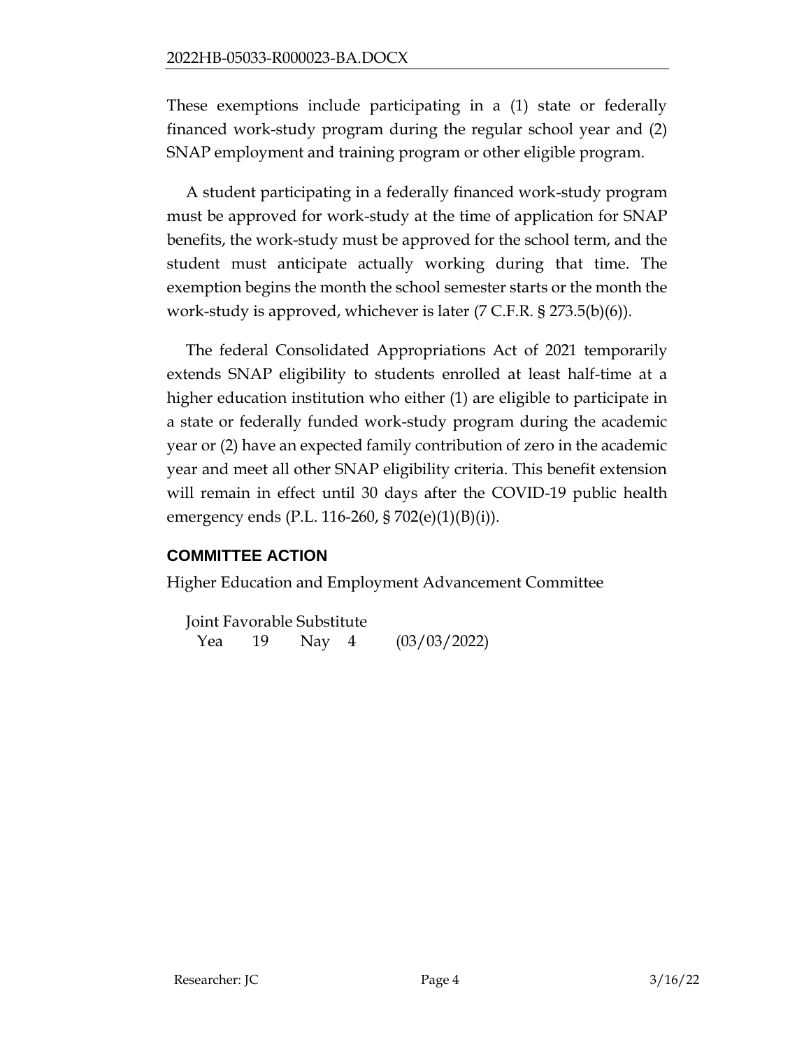These exemptions include participating in a (1) state or federally financed work-study program during the regular school year and (2) SNAP employment and training program or other eligible program.

A student participating in a federally financed work-study program must be approved for work-study at the time of application for SNAP benefits, the work-study must be approved for the school term, and the student must anticipate actually working during that time. The exemption begins the month the school semester starts or the month the work-study is approved, whichever is later (7 C.F.R. § 273.5(b)(6)).

The federal Consolidated Appropriations Act of 2021 temporarily extends SNAP eligibility to students enrolled at least half-time at a higher education institution who either (1) are eligible to participate in a state or federally funded work-study program during the academic year or (2) have an expected family contribution of zero in the academic year and meet all other SNAP eligibility criteria. This benefit extension will remain in effect until 30 days after the COVID-19 public health emergency ends (P.L. 116-260, § 702(e)(1)(B)(i)).

## COMMITTEE ACTION

Higher Education and Employment Advancement Committee

Joint Favorable Substitute

| | | | | |
|---|---|---|---|---|
| Yea | 19 | Nay | 4 | (03/03/2022) |